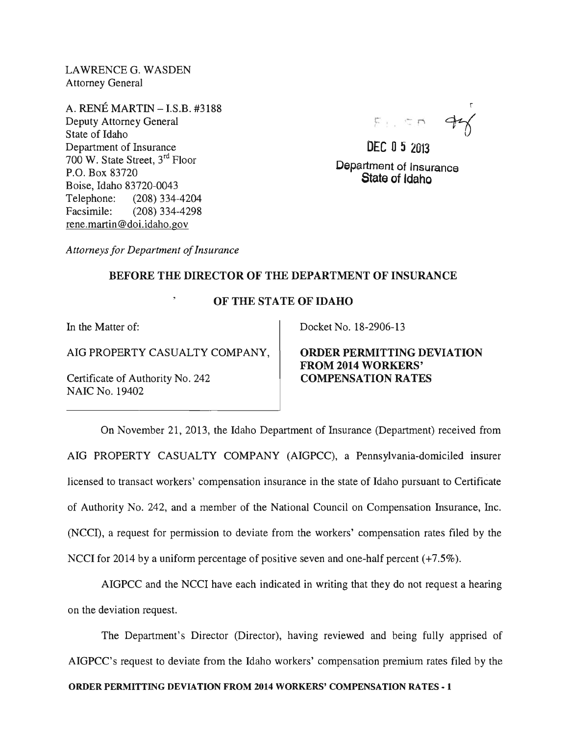LAWRENCE G. WASDEN
Attorney General

A. RENÉ MARTIN – I.S.B. #3188
Deputy Attorney General
State of Idaho
Department of Insurance
700 W. State Street, 3rd Floor
P.O. Box 83720
Boise, Idaho 83720-0043
Telephone: (208) 334-4204
Facsimile: (208) 334-4298
rene.martin@doi.idaho.gov

FILED

DEC 05 2013

Department of Insurance
State of Idaho

*Attorneys for Department of Insurance*

## BEFORE THE DIRECTOR OF THE DEPARTMENT OF INSURANCE

## OF THE STATE OF IDAHO

| | |
|---|---|
| In the Matter of:<br><br>AIG PROPERTY CASUALTY COMPANY,<br><br>Certificate of Authority No. 242<br>NAIC No. 19402 | Docket No. 18-2906-13<br><br>**ORDER PERMITTING DEVIATION FROM 2014 WORKERS' COMPENSATION RATES** |

On November 21, 2013, the Idaho Department of Insurance (Department) received from AIG PROPERTY CASUALTY COMPANY (AIGPCC), a Pennsylvania-domiciled insurer licensed to transact workers' compensation insurance in the state of Idaho pursuant to Certificate of Authority No. 242, and a member of the National Council on Compensation Insurance, Inc. (NCCI), a request for permission to deviate from the workers' compensation rates filed by the NCCI for 2014 by a uniform percentage of positive seven and one-half percent (+7.5%).

AIGPCC and the NCCI have each indicated in writing that they do not request a hearing on the deviation request.

The Department's Director (Director), having reviewed and being fully apprised of AIGPCC's request to deviate from the Idaho workers' compensation premium rates filed by the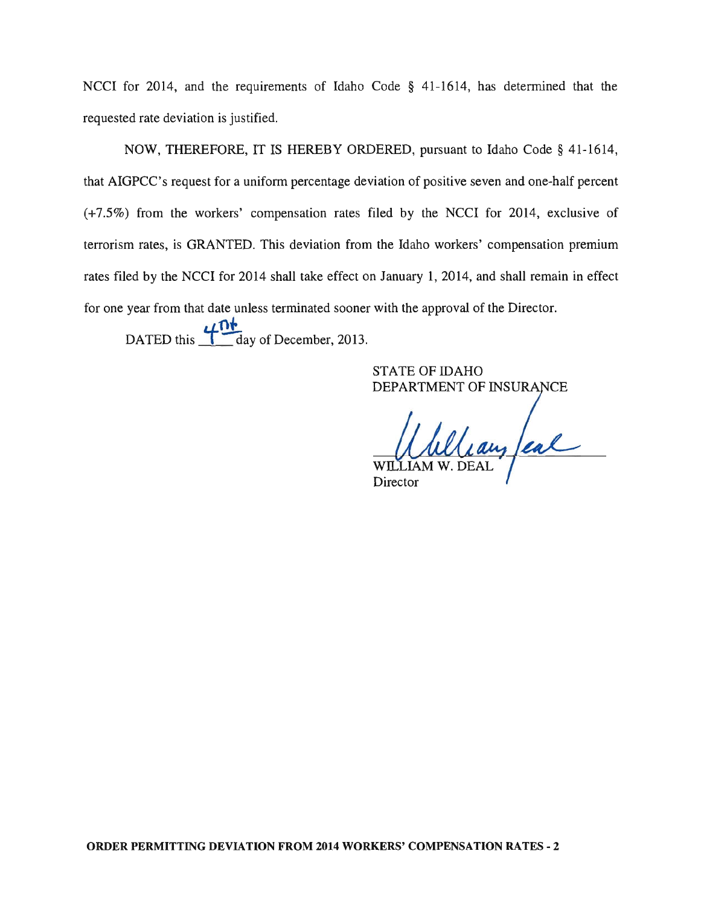NCCI for 2014, and the requirements of Idaho Code § 41-1614, has determined that the requested rate deviation is justified.

NOW, THEREFORE, IT IS HEREBY ORDERED, pursuant to Idaho Code § 41-1614, that AIGPCC's request for a uniform percentage deviation of positive seven and one-half percent (+7.5%) from the workers' compensation rates filed by the NCCI for 2014, exclusive of terrorism rates, is GRANTED. This deviation from the Idaho workers' compensation premium rates filed by the NCCI for 2014 shall take effect on January 1, 2014, and shall remain in effect for one year from that date unless terminated sooner with the approval of the Director.

DATED this 4th day of December, 2013.

STATE OF IDAHO
DEPARTMENT OF INSURANCE

William Deal

WILLIAM W. DEAL
Director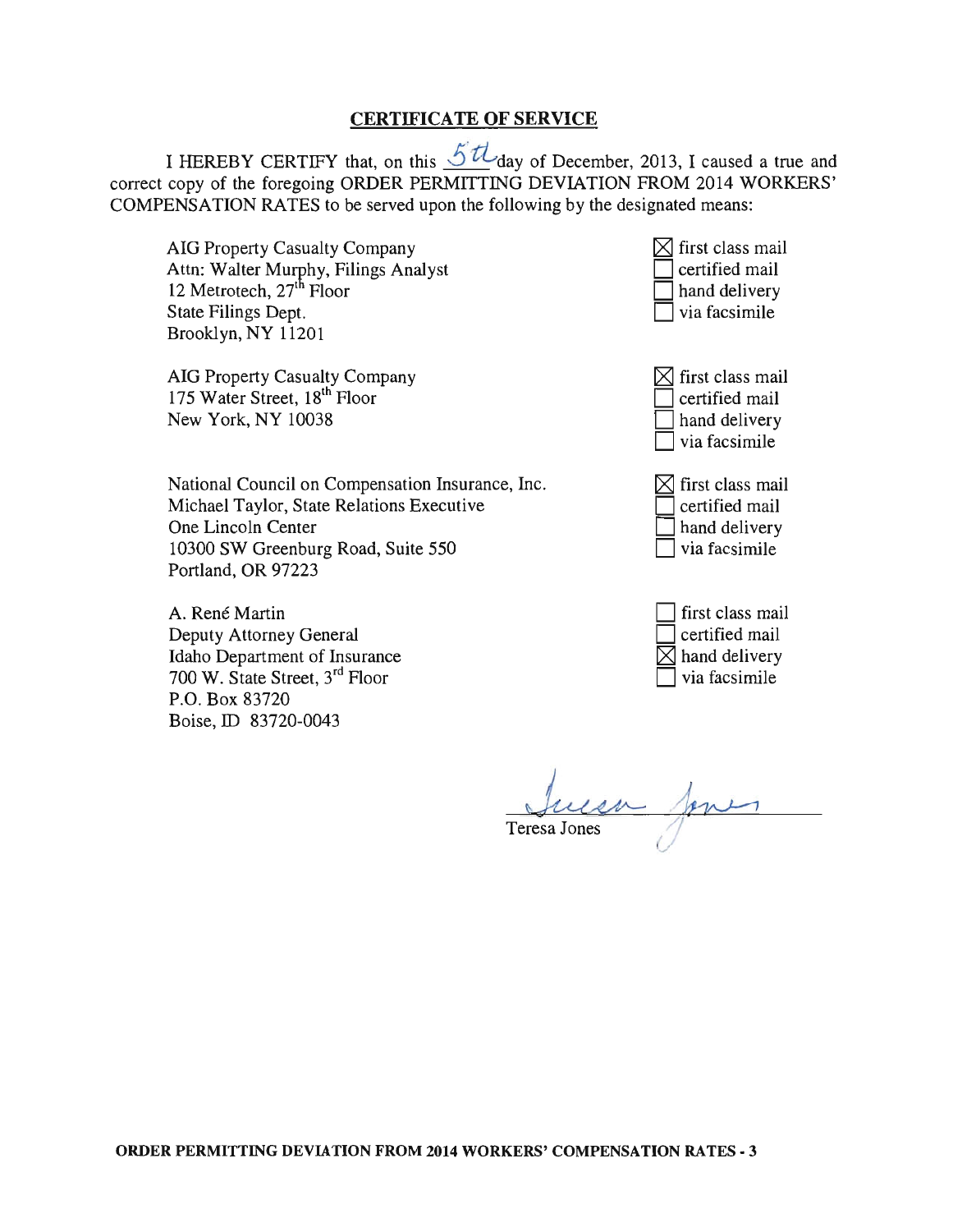## CERTIFICATE OF SERVICE

I HEREBY CERTIFY that, on this 5th day of December, 2013, I caused a true and correct copy of the foregoing ORDER PERMITTING DEVIATION FROM 2014 WORKERS' COMPENSATION RATES to be served upon the following by the designated means:

| | |
|---|---|
| AIG Property Casualty Company<br>Attn: Walter Murphy, Filings Analyst<br>12 Metrotech, 27th Floor<br>State Filings Dept.<br>Brooklyn, NY 11201 | ☒ first class mail<br>☐ certified mail<br>☐ hand delivery<br>☐ via facsimile |
| AIG Property Casualty Company<br>175 Water Street, 18th Floor<br>New York, NY 10038 | ☒ first class mail<br>☐ certified mail<br>☐ hand delivery<br>☐ via facsimile |
| National Council on Compensation Insurance, Inc.<br>Michael Taylor, State Relations Executive<br>One Lincoln Center<br>10300 SW Greenburg Road, Suite 550<br>Portland, OR 97223 | ☒ first class mail<br>☐ certified mail<br>☐ hand delivery<br>☐ via facsimile |
| A. René Martin<br>Deputy Attorney General<br>Idaho Department of Insurance<br>700 W. State Street, 3rd Floor<br>P.O. Box 83720<br>Boise, ID 83720-0043 | ☐ first class mail<br>☐ certified mail<br>☒ hand delivery<br>☐ via facsimile |

Teresa Jones